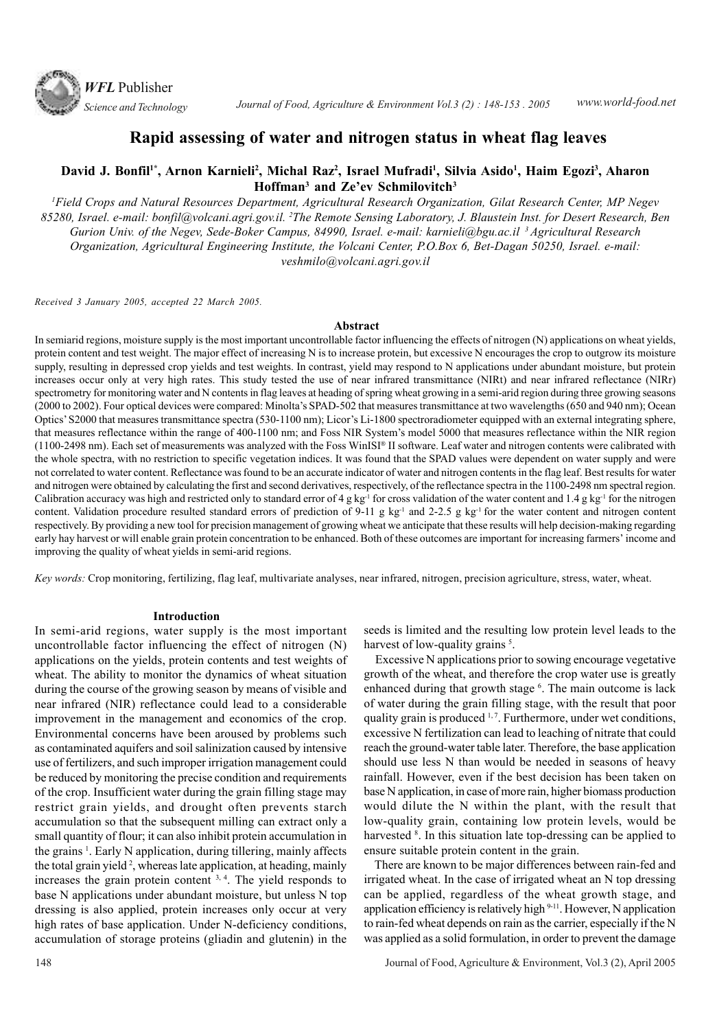# Rapid assessing of water and nitrogen status in wheat flag leaves

**David J. Bonfil[1*], Arnon Karnieli[2], Michal Raz[2], Israel Mufradi[1], Silvia Asido[1], Haim Egozi[3], Aharon Hoffman[3] and Ze'ev Schmilovitch[3]**

[1]Field Crops and Natural Resources Department, Agricultural Research Organization, Gilat Research Center, MP Negev 85280, Israel. e-mail: bonfil@volcani.agri.gov.il. [2]The Remote Sensing Laboratory, J. Blaustein Inst. for Desert Research, Ben Gurion Univ. of the Negev, Sede-Boker Campus, 84990, Israel. e-mail: karnieli@bgu.ac.il [3]Agricultural Research Organization, Agricultural Engineering Institute, the Volcani Center, P.O.Box 6, Bet-Dagan 50250, Israel. e-mail: veshmilo@volcani.agri.gov.il

*Received 3 January 2005, accepted 22 March 2005.*

## Abstract

In semiarid regions, moisture supply is the most important uncontrollable factor influencing the effects of nitrogen (N) applications on wheat yields, protein content and test weight. The major effect of increasing N is to increase protein, but excessive N encourages the crop to outgrow its moisture supply, resulting in depressed crop yields and test weights. In contrast, yield may respond to N applications under abundant moisture, but protein increases occur only at very high rates. This study tested the use of near infrared transmittance (NIRt) and near infrared reflectance (NIRr) spectrometry for monitoring water and N contents in flag leaves at heading of spring wheat growing in a semi-arid region during three growing seasons (2000 to 2002). Four optical devices were compared: Minolta's SPAD-502 that measures transmittance at two wavelengths (650 and 940 nm); Ocean Optics' S2000 that measures transmittance spectra (530-1100 nm); Licor's Li-1800 spectroradiometer equipped with an external integrating sphere, that measures reflectance within the range of 400-1100 nm; and Foss NIR System's model 5000 that measures reflectance within the NIR region (1100-2498 nm). Each set of measurements was analyzed with the Foss WinISI® II software. Leaf water and nitrogen contents were calibrated with the whole spectra, with no restriction to specific vegetation indices. It was found that the SPAD values were dependent on water supply and were not correlated to water content. Reflectance was found to be an accurate indicator of water and nitrogen contents in the flag leaf. Best results for water and nitrogen were obtained by calculating the first and second derivatives, respectively, of the reflectance spectra in the 1100-2498 nm spectral region. Calibration accuracy was high and restricted only to standard error of 4 g $kg^{-1}$ for cross validation of the water content and 1.4 g $kg^{-1}$ for the nitrogen content. Validation procedure resulted standard errors of prediction of 9-11 g $kg^{-1}$ and 2-2.5 g $kg^{-1}$ for the water content and nitrogen content respectively. By providing a new tool for precision management of growing wheat we anticipate that these results will help decision-making regarding early hay harvest or will enable grain protein concentration to be enhanced. Both of these outcomes are important for increasing farmers' income and improving the quality of wheat yields in semi-arid regions.

*Key words:* Crop monitoring, fertilizing, flag leaf, multivariate analyses, near infrared, nitrogen, precision agriculture, stress, water, wheat.

## Introduction

In semi-arid regions, water supply is the most important uncontrollable factor influencing the effect of nitrogen (N) applications on the yields, protein contents and test weights of wheat. The ability to monitor the dynamics of wheat situation during the course of the growing season by means of visible and near infrared (NIR) reflectance could lead to a considerable improvement in the management and economics of the crop. Environmental concerns have been aroused by problems such as contaminated aquifers and soil salinization caused by intensive use of fertilizers, and such improper irrigation management could be reduced by monitoring the precise condition and requirements of the crop. Insufficient water during the grain filling stage may restrict grain yields, and drought often prevents starch accumulation so that the subsequent milling can extract only a small quantity of flour; it can also inhibit protein accumulation in the grains [1]. Early N application, during tillering, mainly affects the total grain yield [2], whereas late application, at heading, mainly increases the grain protein content [3, 4]. The yield responds to base N applications under abundant moisture, but unless N top dressing is also applied, protein increases only occur at very high rates of base application. Under N-deficiency conditions, accumulation of storage proteins (gliadin and glutenin) in the seeds is limited and the resulting low protein level leads to the harvest of low-quality grains [5].

Excessive N applications prior to sowing encourage vegetative growth of the wheat, and therefore the crop water use is greatly enhanced during that growth stage [6]. The main outcome is lack of water during the grain filling stage, with the result that poor quality grain is produced [1, 7]. Furthermore, under wet conditions, excessive N fertilization can lead to leaching of nitrate that could reach the ground-water table later. Therefore, the base application should use less N than would be needed in seasons of heavy rainfall. However, even if the best decision has been taken on base N application, in case of more rain, higher biomass production would dilute the N within the plant, with the result that low-quality grain, containing low protein levels, would be harvested [8]. In this situation late top-dressing can be applied to ensure suitable protein content in the grain.

There are known to be major differences between rain-fed and irrigated wheat. In the case of irrigated wheat an N top dressing can be applied, regardless of the wheat growth stage, and application efficiency is relatively high [9-11]. However, N application to rain-fed wheat depends on rain as the carrier, especially if the N was applied as a solid formulation, in order to prevent the damage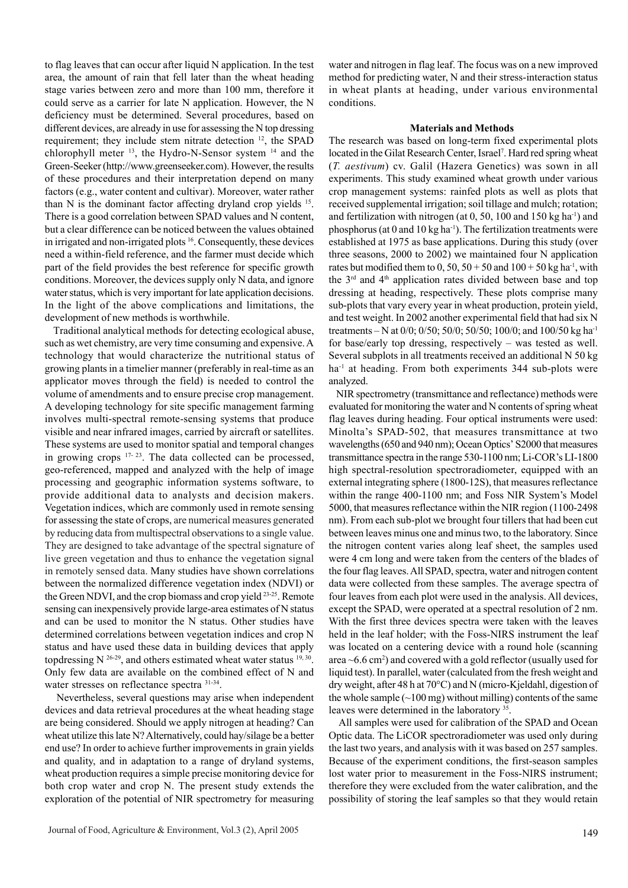to flag leaves that can occur after liquid N application. In the test area, the amount of rain that fell later than the wheat heading stage varies between zero and more than 100 mm, therefore it could serve as a carrier for late N application. However, the N deficiency must be determined. Several procedures, based on different devices, are already in use for assessing the N top dressing requirement; they include stem nitrate detection [12], the SPAD chlorophyll meter [13], the Hydro-N-Sensor system [14] and the Green-Seeker (http://www.greenseeker.com). However, the results of these procedures and their interpretation depend on many factors (e.g., water content and cultivar). Moreover, water rather than N is the dominant factor affecting dryland crop yields [15]. There is a good correlation between SPAD values and N content, but a clear difference can be noticed between the values obtained in irrigated and non-irrigated plots [16]. Consequently, these devices need a within-field reference, and the farmer must decide which part of the field provides the best reference for specific growth conditions. Moreover, the devices supply only N data, and ignore water status, which is very important for late application decisions. In the light of the above complications and limitations, the development of new methods is worthwhile.

Traditional analytical methods for detecting ecological abuse, such as wet chemistry, are very time consuming and expensive. A technology that would characterize the nutritional status of growing plants in a timelier manner (preferably in real-time as an applicator moves through the field) is needed to control the volume of amendments and to ensure precise crop management. A developing technology for site specific management farming involves multi-spectral remote-sensing systems that produce visible and near infrared images, carried by aircraft or satellites. These systems are used to monitor spatial and temporal changes in growing crops [17-23]. The data collected can be processed, geo-referenced, mapped and analyzed with the help of image processing and geographic information systems software, to provide additional data to analysts and decision makers. Vegetation indices, which are commonly used in remote sensing for assessing the state of crops, are numerical measures generated by reducing data from multispectral observations to a single value. They are designed to take advantage of the spectral signature of live green vegetation and thus to enhance the vegetation signal in remotely sensed data. Many studies have shown correlations between the normalized difference vegetation index (NDVI) or the Green NDVI, and the crop biomass and crop yield [23-25]. Remote sensing can inexpensively provide large-area estimates of N status and can be used to monitor the N status. Other studies have determined correlations between vegetation indices and crop N status and have used these data in building devices that apply topdressing N [26-29], and others estimated wheat water status [19, 30]. Only few data are available on the combined effect of N and water stresses on reflectance spectra [31-34].

Nevertheless, several questions may arise when independent devices and data retrieval procedures at the wheat heading stage are being considered. Should we apply nitrogen at heading? Can wheat utilize this late N? Alternatively, could hay/silage be a better end use? In order to achieve further improvements in grain yields and quality, and in adaptation to a range of dryland systems, wheat production requires a simple precise monitoring device for both crop water and crop N. The present study extends the exploration of the potential of NIR spectrometry for measuring water and nitrogen in flag leaf. The focus was on a new improved method for predicting water, N and their stress-interaction status in wheat plants at heading, under various environmental conditions.

## Materials and Methods

The research was based on long-term fixed experimental plots located in the Gilat Research Center, Israel[7]. Hard red spring wheat (*T. aestivum*) cv. Galil (Hazera Genetics) was sown in all experiments. This study examined wheat growth under various crop management systems: rainfed plots as well as plots that received supplemental irrigation; soil tillage and mulch; rotation; and fertilization with nitrogen (at 0, 50, 100 and 150 kg ha$^{-1}$) and phosphorus (at 0 and 10 kg ha$^{-1}$). The fertilization treatments were established at 1975 as base applications. During this study (over three seasons, 2000 to 2002) we maintained four N application rates but modified them to 0, 50, 50 + 50 and 100 + 50 kg ha$^{-1}$, with the 3$^{rd}$ and 4$^{th}$ application rates divided between base and top dressing at heading, respectively. These plots comprise many sub-plots that vary every year in wheat production, protein yield, and test weight. In 2002 another experimental field that had six N treatments – N at 0/0; 0/50; 50/0; 50/50; 100/0; and 100/50 kg ha$^{-1}$ for base/early top dressing, respectively – was tested as well. Several subplots in all treatments received an additional N 50 kg ha$^{-1}$ at heading. From both experiments 344 sub-plots were analyzed.

NIR spectrometry (transmittance and reflectance) methods were evaluated for monitoring the water and N contents of spring wheat flag leaves during heading. Four optical instruments were used: Minolta's SPAD-502, that measures transmittance at two wavelengths (650 and 940 nm); Ocean Optics' S2000 that measures transmittance spectra in the range 530-1100 nm; Li-COR's LI-1800 high spectral-resolution spectroradiometer, equipped with an external integrating sphere (1800-12S), that measures reflectance within the range 400-1100 nm; and Foss NIR System's Model 5000, that measures reflectance within the NIR region (1100-2498 nm). From each sub-plot we brought four tillers that had been cut between leaves minus one and minus two, to the laboratory. Since the nitrogen content varies along leaf sheet, the samples used were 4 cm long and were taken from the centers of the blades of the four flag leaves. All SPAD, spectra, water and nitrogen content data were collected from these samples. The average spectra of four leaves from each plot were used in the analysis. All devices, except the SPAD, were operated at a spectral resolution of 2 nm. With the first three devices spectra were taken with the leaves held in the leaf holder; with the Foss-NIRS instrument the leaf was located on a centering device with a round hole (scanning area ~6.6 cm$^2$) and covered with a gold reflector (usually used for liquid test). In parallel, water (calculated from the fresh weight and dry weight, after 48 h at 70°C) and N (micro-Kjeldahl, digestion of the whole sample (~100 mg) without milling) contents of the same leaves were determined in the laboratory [35].

All samples were used for calibration of the SPAD and Ocean Optic data. The LiCOR spectroradiometer was used only during the last two years, and analysis with it was based on 257 samples. Because of the experiment conditions, the first-season samples lost water prior to measurement in the Foss-NIRS instrument; therefore they were excluded from the water calibration, and the possibility of storing the leaf samples so that they would retain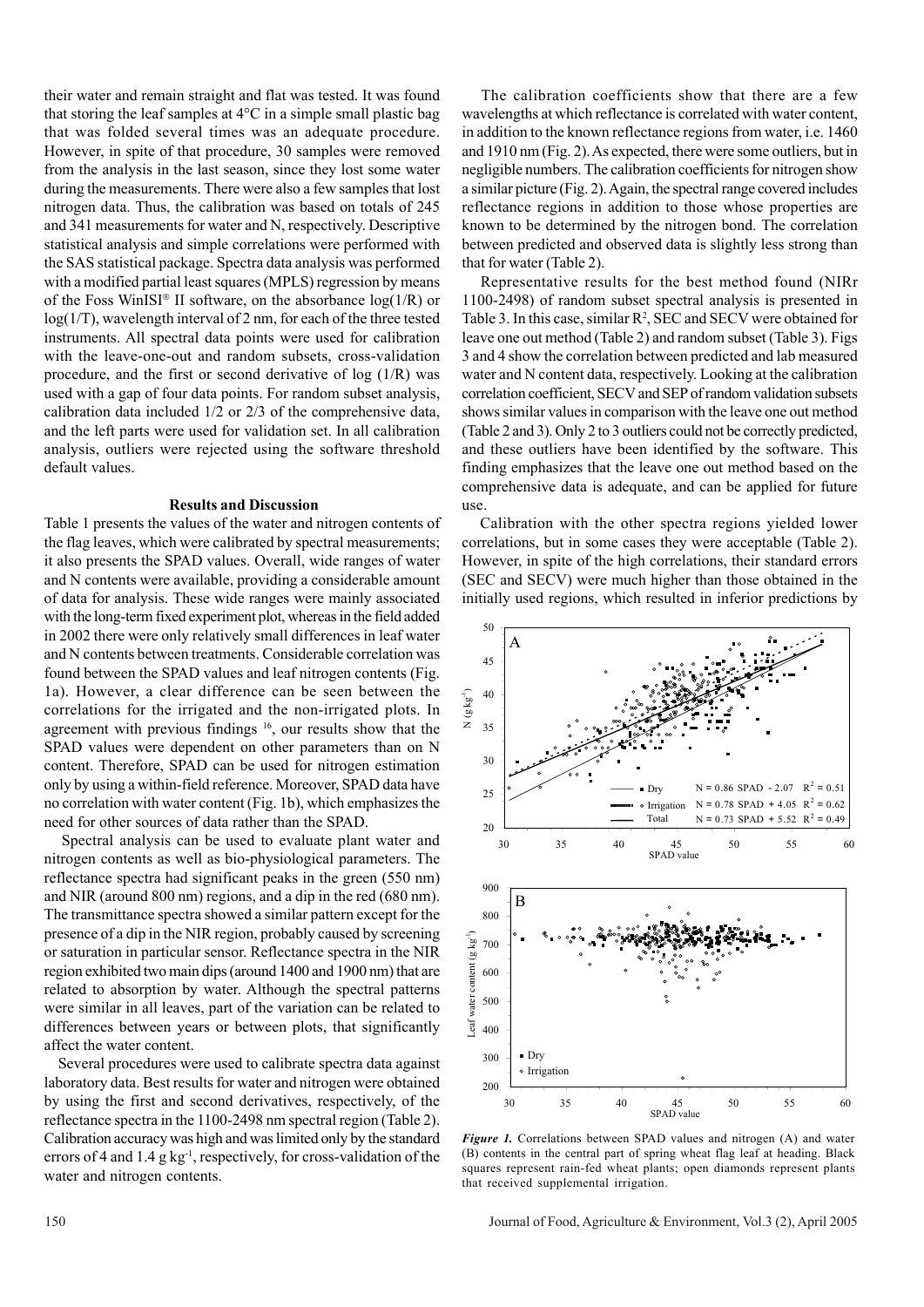their water and remain straight and flat was tested. It was found that storing the leaf samples at 4°C in a simple small plastic bag that was folded several times was an adequate procedure. However, in spite of that procedure, 30 samples were removed from the analysis in the last season, since they lost some water during the measurements. There were also a few samples that lost nitrogen data. Thus, the calibration was based on totals of 245 and 341 measurements for water and N, respectively. Descriptive statistical analysis and simple correlations were performed with the SAS statistical package. Spectra data analysis was performed with a modified partial least squares (MPLS) regression by means of the Foss WinISI® II software, on the absorbance log(1/R) or log(1/T), wavelength interval of 2 nm, for each of the three tested instruments. All spectral data points were used for calibration with the leave-one-out and random subsets, cross-validation procedure, and the first or second derivative of log (1/R) was used with a gap of four data points. For random subset analysis, calibration data included 1/2 or 2/3 of the comprehensive data, and the left parts were used for validation set. In all calibration analysis, outliers were rejected using the software threshold default values.

## Results and Discussion

Table 1 presents the values of the water and nitrogen contents of the flag leaves, which were calibrated by spectral measurements; it also presents the SPAD values. Overall, wide ranges of water and N contents were available, providing a considerable amount of data for analysis. These wide ranges were mainly associated with the long-term fixed experiment plot, whereas in the field added in 2002 there were only relatively small differences in leaf water and N contents between treatments. Considerable correlation was found between the SPAD values and leaf nitrogen contents (Fig. 1a). However, a clear difference can be seen between the correlations for the irrigated and the non-irrigated plots. In agreement with previous findings [16], our results show that the SPAD values were dependent on other parameters than on N content. Therefore, SPAD can be used for nitrogen estimation only by using a within-field reference. Moreover, SPAD data have no correlation with water content (Fig. 1b), which emphasizes the need for other sources of data rather than the SPAD.

Spectral analysis can be used to evaluate plant water and nitrogen contents as well as bio-physiological parameters. The reflectance spectra had significant peaks in the green (550 nm) and NIR (around 800 nm) regions, and a dip in the red (680 nm). The transmittance spectra showed a similar pattern except for the presence of a dip in the NIR region, probably caused by screening or saturation in particular sensor. Reflectance spectra in the NIR region exhibited two main dips (around 1400 and 1900 nm) that are related to absorption by water. Although the spectral patterns were similar in all leaves, part of the variation can be related to differences between years or between plots, that significantly affect the water content.

Several procedures were used to calibrate spectra data against laboratory data. Best results for water and nitrogen were obtained by using the first and second derivatives, respectively, of the reflectance spectra in the 1100-2498 nm spectral region (Table 2). Calibration accuracy was high and was limited only by the standard errors of 4 and 1.4 g kg$^{-1}$, respectively, for cross-validation of the water and nitrogen contents.

The calibration coefficients show that there are a few wavelengths at which reflectance is correlated with water content, in addition to the known reflectance regions from water, i.e. 1460 and 1910 nm (Fig. 2). As expected, there were some outliers, but in negligible numbers. The calibration coefficients for nitrogen show a similar picture (Fig. 2). Again, the spectral range covered includes reflectance regions in addition to those whose properties are known to be determined by the nitrogen bond. The correlation between predicted and observed data is slightly less strong than that for water (Table 2).

Representative results for the best method found (NIRr 1100-2498) of random subset spectral analysis is presented in Table 3. In this case, similar $R^2$, SEC and SECV were obtained for leave one out method (Table 2) and random subset (Table 3). Figs 3 and 4 show the correlation between predicted and lab measured water and N content data, respectively. Looking at the calibration correlation coefficient, SECV and SEP of random validation subsets shows similar values in comparison with the leave one out method (Table 2 and 3). Only 2 to 3 outliers could not be correctly predicted, and these outliers have been identified by the software. This finding emphasizes that the leave one out method based on the comprehensive data is adequate, and can be applied for future use.

Calibration with the other spectra regions yielded lower correlations, but in some cases they were acceptable (Table 2). However, in spite of the high correlations, their standard errors (SEC and SECV) were much higher than those obtained in the initially used regions, which resulted in inferior predictions by

*Figure 1.* Correlations between SPAD values and nitrogen (A) and water (B) contents in the central part of spring wheat flag leaf at heading. Black squares represent rain-fed wheat plants; open diamonds represent plants that received supplemental irrigation.

Dry: $N = 0.86\ SPAD - 2.07$, $R^2 = 0.51$
Irrigation: $N = 0.78\ SPAD + 4.05$, $R^2 = 0.62$
Total: $N = 0.73\ SPAD + 5.52$, $R^2 = 0.49$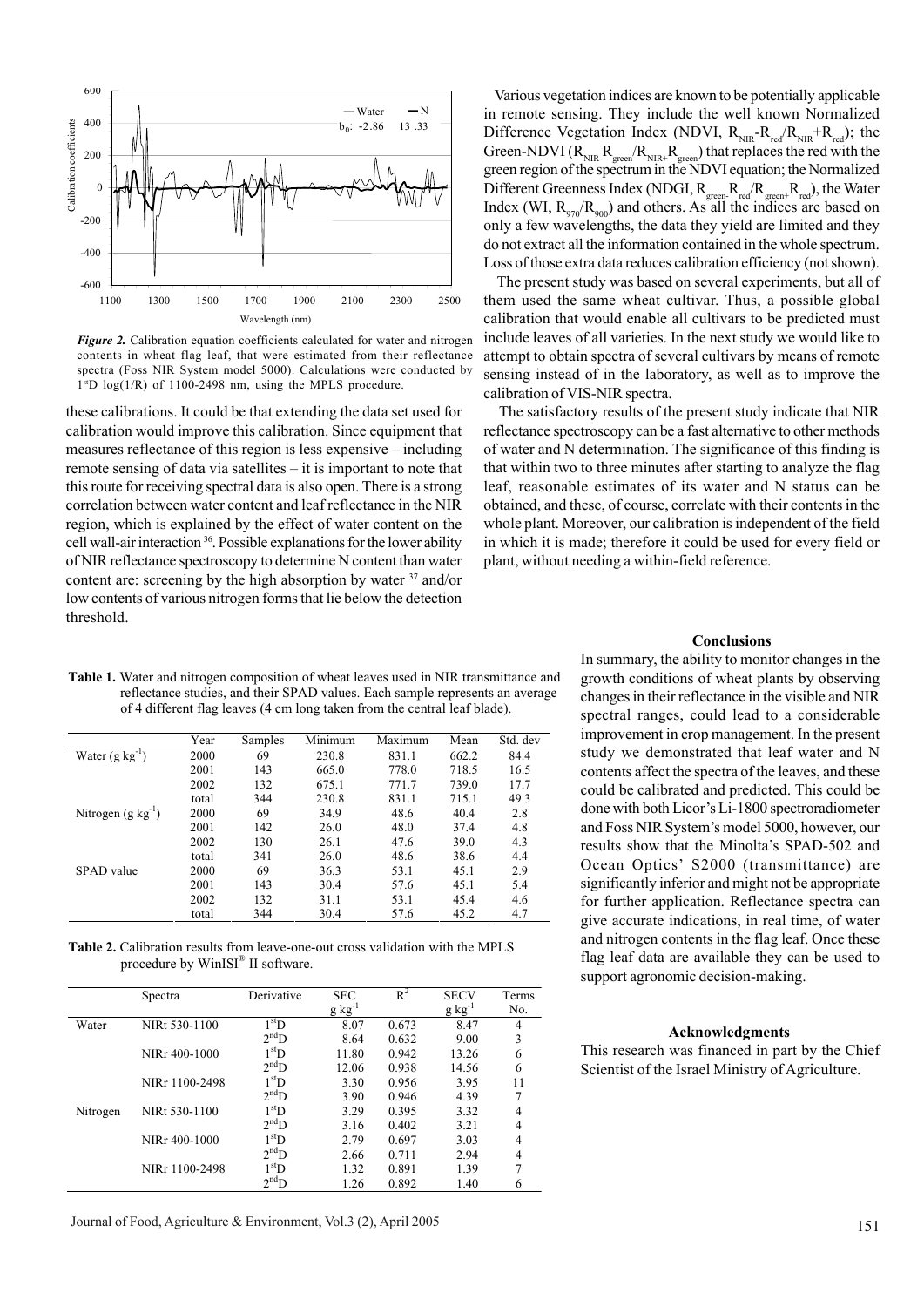*Figure 2.* Calibration equation coefficients calculated for water and nitrogen contents in wheat flag leaf, that were estimated from their reflectance spectra (Foss NIR System model 5000). Calculations were conducted by 1[st]D log(1/R) of 1100-2498 nm, using the MPLS procedure.

these calibrations. It could be that extending the data set used for calibration would improve this calibration. Since equipment that measures reflectance of this region is less expensive – including remote sensing of data via satellites – it is important to note that this route for receiving spectral data is also open. There is a strong correlation between water content and leaf reflectance in the NIR region, which is explained by the effect of water content on the cell wall-air interaction [36]. Possible explanations for the lower ability of NIR reflectance spectroscopy to determine N content than water content are: screening by the high absorption by water [37] and/or low contents of various nitrogen forms that lie below the detection threshold.

**Table 1.** Water and nitrogen composition of wheat leaves used in NIR transmittance and reflectance studies, and their SPAD values. Each sample represents an average of 4 different flag leaves (4 cm long taken from the central leaf blade).

| | Year | Samples | Minimum | Maximum | Mean | Std. dev |
|---|---|---|---|---|---|---|
| Water (g kg$^{-1}$) | 2000 | 69 | 230.8 | 831.1 | 662.2 | 84.4 |
| | 2001 | 143 | 665.0 | 778.0 | 718.5 | 16.5 |
| | 2002 | 132 | 675.1 | 771.7 | 739.0 | 17.7 |
| | total | 344 | 230.8 | 831.1 | 715.1 | 49.3 |
| Nitrogen (g kg$^{-1}$) | 2000 | 69 | 34.9 | 48.6 | 40.4 | 2.8 |
| | 2001 | 142 | 26.0 | 48.0 | 37.4 | 4.8 |
| | 2002 | 130 | 26.1 | 47.6 | 39.0 | 4.3 |
| | total | 341 | 26.0 | 48.6 | 38.6 | 4.4 |
| SPAD value | 2000 | 69 | 36.3 | 53.1 | 45.1 | 2.9 |
| | 2001 | 143 | 30.4 | 57.6 | 45.1 | 5.4 |
| | 2002 | 132 | 31.1 | 53.1 | 45.4 | 4.6 |
| | total | 344 | 30.4 | 57.6 | 45.2 | 4.7 |

**Table 2.** Calibration results from leave-one-out cross validation with the MPLS procedure by WinISI® II software.

| | Spectra | Derivative | SEC g kg$^{-1}$ | $R^2$ | SECV g kg$^{-1}$ | Terms No. |
|---|---|---|---|---|---|---|
| Water | NIRt 530-1100 | 1[st]D | 8.07 | 0.673 | 8.47 | 4 |
| | | 2[nd]D | 8.64 | 0.632 | 9.00 | 3 |
| | NIRr 400-1000 | 1[st]D | 11.80 | 0.942 | 13.26 | 6 |
| | | 2[nd]D | 12.06 | 0.938 | 14.56 | 6 |
| | NIRr 1100-2498 | 1[st]D | 3.30 | 0.956 | 3.95 | 11 |
| | | 2[nd]D | 3.90 | 0.946 | 4.39 | 7 |
| Nitrogen | NIRt 530-1100 | 1[st]D | 3.29 | 0.395 | 3.32 | 4 |
| | | 2[nd]D | 3.16 | 0.402 | 3.21 | 4 |
| | NIRr 400-1000 | 1[st]D | 2.79 | 0.697 | 3.03 | 4 |
| | | 2[nd]D | 2.66 | 0.711 | 2.94 | 4 |
| | NIRr 1100-2498 | 1[st]D | 1.32 | 0.891 | 1.39 | 7 |
| | | 2[nd]D | 1.26 | 0.892 | 1.40 | 6 |

Various vegetation indices are known to be potentially applicable in remote sensing. They include the well known Normalized Difference Vegetation Index (NDVI, $R_{NIR}$-$R_{red}$/$R_{NIR}$+$R_{red}$); the Green-NDVI ($R_{NIR}$-$R_{green}$/$R_{NIR}$+$R_{green}$) that replaces the red with the green region of the spectrum in the NDVI equation; the Normalized Different Greenness Index (NDGI, $R_{green}$-$R_{red}$/$R_{green}$+$R_{red}$), the Water Index (WI, $R_{970}/R_{900}$) and others. As all the indices are based on only a few wavelengths, the data they yield are limited and they do not extract all the information contained in the whole spectrum. Loss of those extra data reduces calibration efficiency (not shown).

The present study was based on several experiments, but all of them used the same wheat cultivar. Thus, a possible global calibration that would enable all cultivars to be predicted must include leaves of all varieties. In the next study we would like to attempt to obtain spectra of several cultivars by means of remote sensing instead of in the laboratory, as well as to improve the calibration of VIS-NIR spectra.

The satisfactory results of the present study indicate that NIR reflectance spectroscopy can be a fast alternative to other methods of water and N determination. The significance of this finding is that within two to three minutes after starting to analyze the flag leaf, reasonable estimates of its water and N status can be obtained, and these, of course, correlate with their contents in the whole plant. Moreover, our calibration is independent of the field in which it is made; therefore it could be used for every field or plant, without needing a within-field reference.

## Conclusions

In summary, the ability to monitor changes in the growth conditions of wheat plants by observing changes in their reflectance in the visible and NIR spectral ranges, could lead to a considerable improvement in crop management. In the present study we demonstrated that leaf water and N contents affect the spectra of the leaves, and these could be calibrated and predicted. This could be done with both Licor's Li-1800 spectroradiometer and Foss NIR System's model 5000, however, our results show that the Minolta's SPAD-502 and Ocean Optics' S2000 (transmittance) are significantly inferior and might not be appropriate for further application. Reflectance spectra can give accurate indications, in real time, of water and nitrogen contents in the flag leaf. Once these flag leaf data are available they can be used to support agronomic decision-making.

## Acknowledgments

This research was financed in part by the Chief Scientist of the Israel Ministry of Agriculture.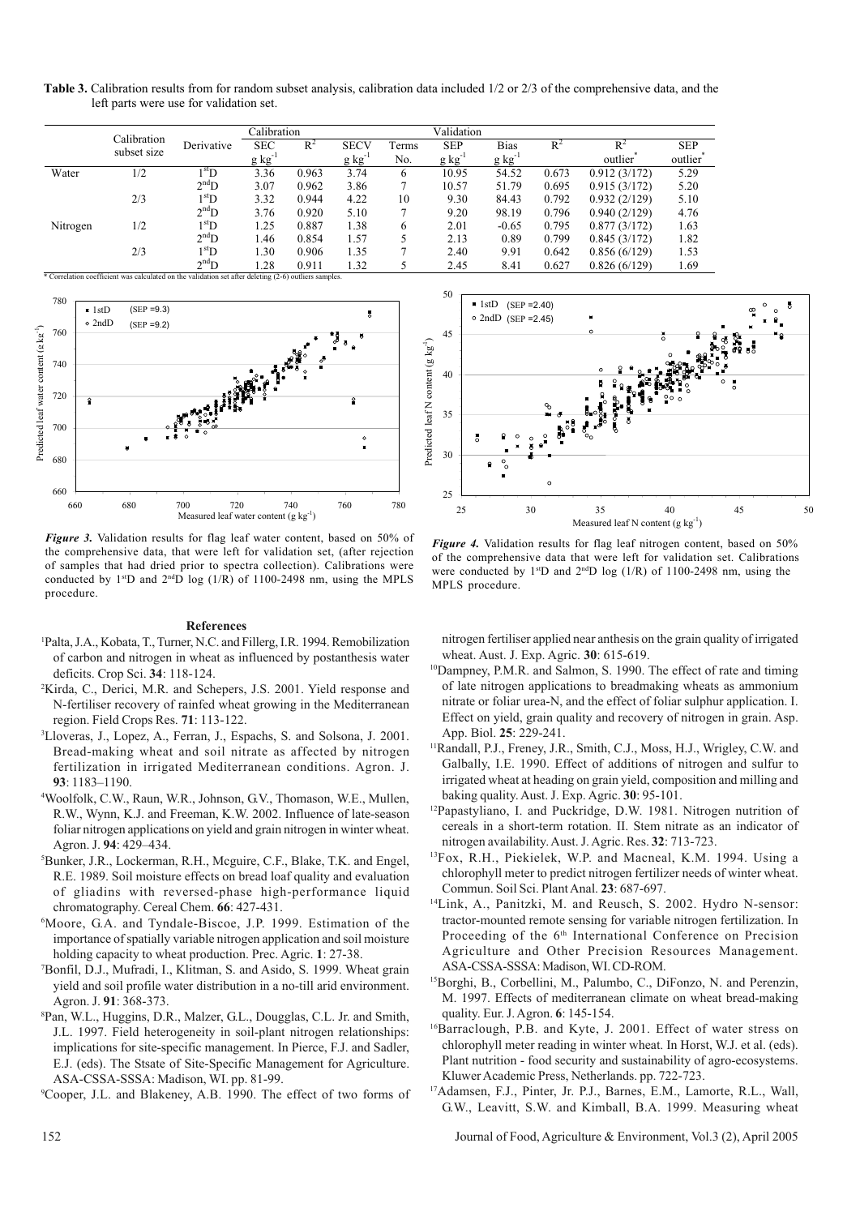**Table 3.** Calibration results from for random subset analysis, calibration data included 1/2 or 2/3 of the comprehensive data, and the left parts were use for validation set.

| | Calibration subset size | Derivative | Calibration | | | | Validation | | | | |
|---|---|---|---|---|---|---|---|---|---|---|---|
| | | | SEC $g\ kg^{-1}$ | $R^2$ | SECV $g\ kg^{-1}$ | Terms No. | SEP $g\ kg^{-1}$ | Bias $g\ kg^{-1}$ | $R^2$ | $R^2$ outlier* | SEP outlier* |
| Water | 1/2 | 1stD | 3.36 | 0.963 | 3.74 | 6 | 10.95 | 54.52 | 0.673 | 0.912 (3/172) | 5.29 |
| | | 2ndD | 3.07 | 0.962 | 3.86 | 7 | 10.57 | 51.79 | 0.695 | 0.915 (3/172) | 5.20 |
| | 2/3 | 1stD | 3.32 | 0.944 | 4.22 | 10 | 9.30 | 84.43 | 0.792 | 0.932 (2/129) | 5.10 |
| | | 2ndD | 3.76 | 0.920 | 5.10 | 7 | 9.20 | 98.19 | 0.796 | 0.940 (2/129) | 4.76 |
| Nitrogen | 1/2 | 1stD | 1.25 | 0.887 | 1.38 | 6 | 2.01 | -0.65 | 0.795 | 0.877 (3/172) | 1.63 |
| | | 2ndD | 1.46 | 0.854 | 1.57 | 5 | 2.13 | 0.89 | 0.799 | 0.845 (3/172) | 1.82 |
| | 2/3 | 1stD | 1.30 | 0.906 | 1.35 | 7 | 2.40 | 9.91 | 0.642 | 0.856 (6/129) | 1.53 |
| | | 2ndD | 1.28 | 0.911 | 1.32 | 5 | 2.45 | 8.41 | 0.627 | 0.826 (6/129) | 1.69 |

* Correlation coefficient was calculated on the validation set after deleting (2-6) outliers samples.

*Figure 3.* Validation results for flag leaf water content, based on 50% of the comprehensive data, that were left for validation set, (after rejection of samples that had dried prior to spectra collection). Calibrations were conducted by 1stD and 2ndD log (1/R) of 1100-2498 nm, using the MPLS procedure.

*Figure 4.* Validation results for flag leaf nitrogen content, based on 50% of the comprehensive data that were left for validation set. Calibrations were conducted by 1stD and 2ndD log (1/R) of 1100-2498 nm, using the MPLS procedure.

## References

[1]Palta, J.A., Kobata, T., Turner, N.C. and Fillerg, I.R. 1994. Remobilization of carbon and nitrogen in wheat as influenced by postanthesis water deficits. Crop Sci. **34**: 118-124.

[2]Kirda, C., Derici, M.R. and Schepers, J.S. 2001. Yield response and N-fertiliser recovery of rainfed wheat growing in the Mediterranean region. Field Crops Res. **71**: 113-122.

[3]Lloveras, J., Lopez, A., Ferran, J., Espachs, S. and Solsona, J. 2001. Bread-making wheat and soil nitrate as affected by nitrogen fertilization in irrigated Mediterranean conditions. Agron. J. **93**: 1183–1190.

[4]Woolfolk, C.W., Raun, W.R., Johnson, G.V., Thomason, W.E., Mullen, R.W., Wynn, K.J. and Freeman, K.W. 2002. Influence of late-season foliar nitrogen applications on yield and grain nitrogen in winter wheat. Agron. J. **94**: 429–434.

[5]Bunker, J.R., Lockerman, R.H., Mcguire, C.F., Blake, T.K. and Engel, R.E. 1989. Soil moisture effects on bread loaf quality and evaluation of gliadins with reversed-phase high-performance liquid chromatography. Cereal Chem. **66**: 427-431.

[6]Moore, G.A. and Tyndale-Biscoe, J.P. 1999. Estimation of the importance of spatially variable nitrogen application and soil moisture holding capacity to wheat production. Prec. Agric. **1**: 27-38.

[7]Bonfil, D.J., Mufradi, I., Klitman, S. and Asido, S. 1999. Wheat grain yield and soil profile water distribution in a no-till arid environment. Agron. J. **91**: 368-373.

[8]Pan, W.L., Huggins, D.R., Malzer, G.L., Dougglas, C.L. Jr. and Smith, J.L. 1997. Field heterogeneity in soil-plant nitrogen relationships: implications for site-specific management. In Pierce, F.J. and Sadler, E.J. (eds). The Stsate of Site-Specific Management for Agriculture. ASA-CSSA-SSSA: Madison, WI. pp. 81-99.

[9]Cooper, J.L. and Blakeney, A.B. 1990. The effect of two forms of nitrogen fertiliser applied near anthesis on the grain quality of irrigated wheat. Aust. J. Exp. Agric. **30**: 615-619.

[10]Dampney, P.M.R. and Salmon, S. 1990. The effect of rate and timing of late nitrogen applications to breadmaking wheats as ammonium nitrate or foliar urea-N, and the effect of foliar sulphur application. I. Effect on yield, grain quality and recovery of nitrogen in grain. Asp. App. Biol. **25**: 229-241.

[11]Randall, P.J., Freney, J.R., Smith, C.J., Moss, H.J., Wrigley, C.W. and Galbally, I.E. 1990. Effect of additions of nitrogen and sulfur to irrigated wheat at heading on grain yield, composition and milling and baking quality. Aust. J. Exp. Agric. **30**: 95-101.

[12]Papastyliano, I. and Puckridge, D.W. 1981. Nitrogen nutrition of cereals in a short-term rotation. II. Stem nitrate as an indicator of nitrogen availability. Aust. J. Agric. Res. **32**: 713-723.

[13]Fox, R.H., Piekielek, W.P. and Macneal, K.M. 1994. Using a chlorophyll meter to predict nitrogen fertilizer needs of winter wheat. Commun. Soil Sci. Plant Anal. **23**: 687-697.

[14]Link, A., Panitzki, M. and Reusch, S. 2002. Hydro N-sensor: tractor-mounted remote sensing for variable nitrogen fertilization. In Proceeding of the 6th International Conference on Precision Agriculture and Other Precision Resources Management. ASA-CSSA-SSSA: Madison, WI. CD-ROM.

[15]Borghi, B., Corbellini, M., Palumbo, C., DiFonzo, N. and Perenzin, M. 1997. Effects of mediterranean climate on wheat bread-making quality. Eur. J. Agron. **6**: 145-154.

[16]Barraclough, P.B. and Kyte, J. 2001. Effect of water stress on chlorophyll meter reading in winter wheat. In Horst, W.J. et al. (eds). Plant nutrition - food security and sustainability of agro-ecosystems. Kluwer Academic Press, Netherlands. pp. 722-723.

[17]Adamsen, F.J., Pinter, Jr. P.J., Barnes, E.M., Lamorte, R.L., Wall, G.W., Leavitt, S.W. and Kimball, B.A. 1999. Measuring wheat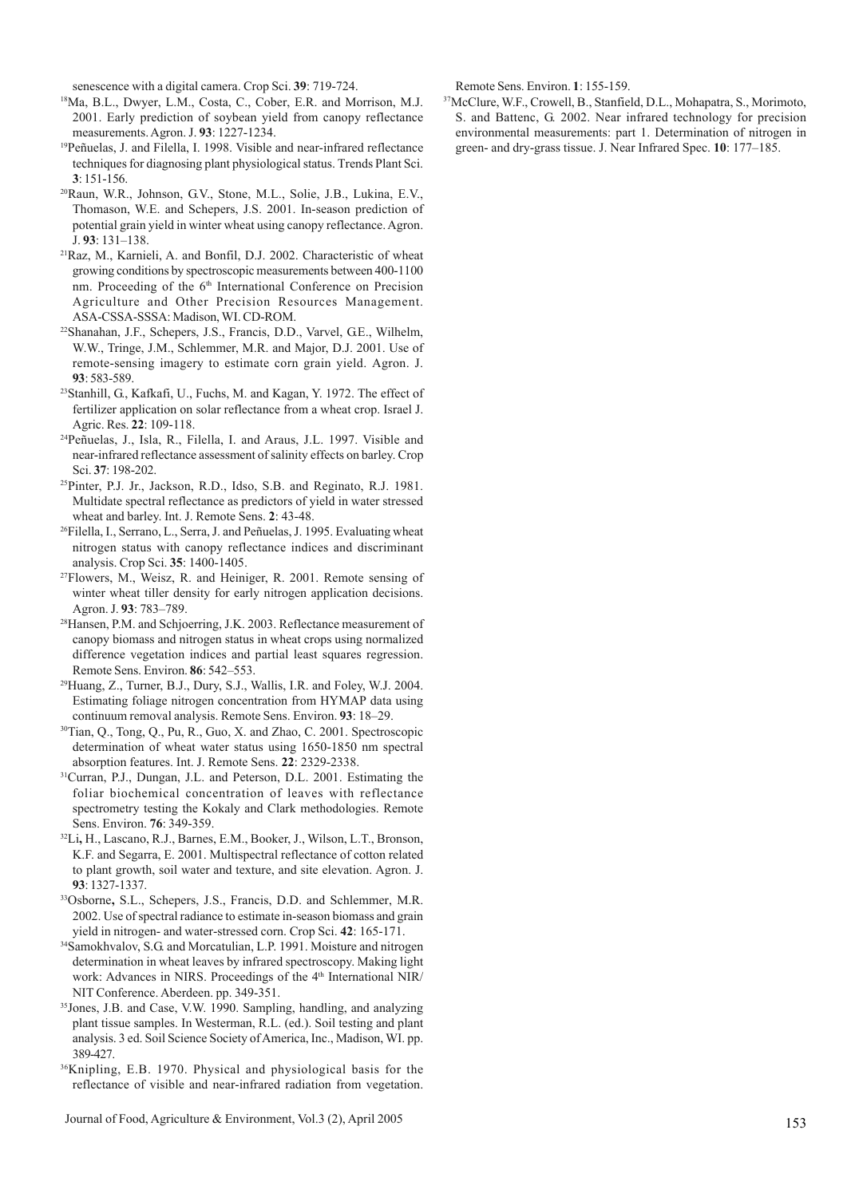senescence with a digital camera. Crop Sci. **39**: 719-724.

[18]Ma, B.L., Dwyer, L.M., Costa, C., Cober, E.R. and Morrison, M.J. 2001. Early prediction of soybean yield from canopy reflectance measurements. Agron. J. **93**: 1227-1234.

[19]Peñuelas, J. and Filella, I. 1998. Visible and near-infrared reflectance techniques for diagnosing plant physiological status. Trends Plant Sci. **3**: 151-156.

[20]Raun, W.R., Johnson, G.V., Stone, M.L., Solie, J.B., Lukina, E.V., Thomason, W.E. and Schepers, J.S. 2001. In-season prediction of potential grain yield in winter wheat using canopy reflectance. Agron. J. **93**: 131–138.

[21]Raz, M., Karnieli, A. and Bonfil, D.J. 2002. Characteristic of wheat growing conditions by spectroscopic measurements between 400-1100 nm. Proceeding of the 6th International Conference on Precision Agriculture and Other Precision Resources Management. ASA-CSSA-SSSA: Madison, WI. CD-ROM.

[22]Shanahan, J.F., Schepers, J.S., Francis, D.D., Varvel, G.E., Wilhelm, W.W., Tringe, J.M., Schlemmer, M.R. and Major, D.J. 2001. Use of remote-sensing imagery to estimate corn grain yield. Agron. J. **93**: 583-589.

[23]Stanhill, G., Kafkafi, U., Fuchs, M. and Kagan, Y. 1972. The effect of fertilizer application on solar reflectance from a wheat crop. Israel J. Agric. Res. **22**: 109-118.

[24]Peñuelas, J., Isla, R., Filella, I. and Araus, J.L. 1997. Visible and near-infrared reflectance assessment of salinity effects on barley. Crop Sci. **37**: 198-202.

[25]Pinter, P.J. Jr., Jackson, R.D., Idso, S.B. and Reginato, R.J. 1981. Multidate spectral reflectance as predictors of yield in water stressed wheat and barley. Int. J. Remote Sens. **2**: 43-48.

[26]Filella, I., Serrano, L., Serra, J. and Peñuelas, J. 1995. Evaluating wheat nitrogen status with canopy reflectance indices and discriminant analysis. Crop Sci. **35**: 1400-1405.

[27]Flowers, M., Weisz, R. and Heiniger, R. 2001. Remote sensing of winter wheat tiller density for early nitrogen application decisions. Agron. J. **93**: 783–789.

[28]Hansen, P.M. and Schjoerring, J.K. 2003. Reflectance measurement of canopy biomass and nitrogen status in wheat crops using normalized difference vegetation indices and partial least squares regression. Remote Sens. Environ. **86**: 542–553.

[29]Huang, Z., Turner, B.J., Dury, S.J., Wallis, I.R. and Foley, W.J. 2004. Estimating foliage nitrogen concentration from HYMAP data using continuum removal analysis. Remote Sens. Environ. **93**: 18–29.

[30]Tian, Q., Tong, Q., Pu, R., Guo, X. and Zhao, C. 2001. Spectroscopic determination of wheat water status using 1650-1850 nm spectral absorption features. Int. J. Remote Sens. **22**: 2329-2338.

[31]Curran, P.J., Dungan, J.L. and Peterson, D.L. 2001. Estimating the foliar biochemical concentration of leaves with reflectance spectrometry testing the Kokaly and Clark methodologies. Remote Sens. Environ. **76**: 349-359.

[32]Li**,** H., Lascano, R.J., Barnes, E.M., Booker, J., Wilson, L.T., Bronson, K.F. and Segarra, E. 2001. Multispectral reflectance of cotton related to plant growth, soil water and texture, and site elevation. Agron. J. **93**: 1327-1337.

[33]Osborne**,** S.L., Schepers, J.S., Francis, D.D. and Schlemmer, M.R. 2002. Use of spectral radiance to estimate in-season biomass and grain yield in nitrogen- and water-stressed corn. Crop Sci. **42**: 165-171.

[34]Samokhvalov, S.G. and Morcatulian, L.P. 1991. Moisture and nitrogen determination in wheat leaves by infrared spectroscopy. Making light work: Advances in NIRS. Proceedings of the 4th International NIR/NIT Conference. Aberdeen. pp. 349-351.

[35]Jones, J.B. and Case, V.W. 1990. Sampling, handling, and analyzing plant tissue samples. In Westerman, R.L. (ed.). Soil testing and plant analysis. 3 ed. Soil Science Society of America, Inc., Madison, WI. pp. 389-427.

[36]Knipling, E.B. 1970. Physical and physiological basis for the reflectance of visible and near-infrared radiation from vegetation. Remote Sens. Environ. **1**: 155-159.

[37]McClure, W.F., Crowell, B., Stanfield, D.L., Mohapatra, S., Morimoto, S. and Battenc, G. 2002. Near infrared technology for precision environmental measurements: part 1. Determination of nitrogen in green- and dry-grass tissue. J. Near Infrared Spec. **10**: 177–185.